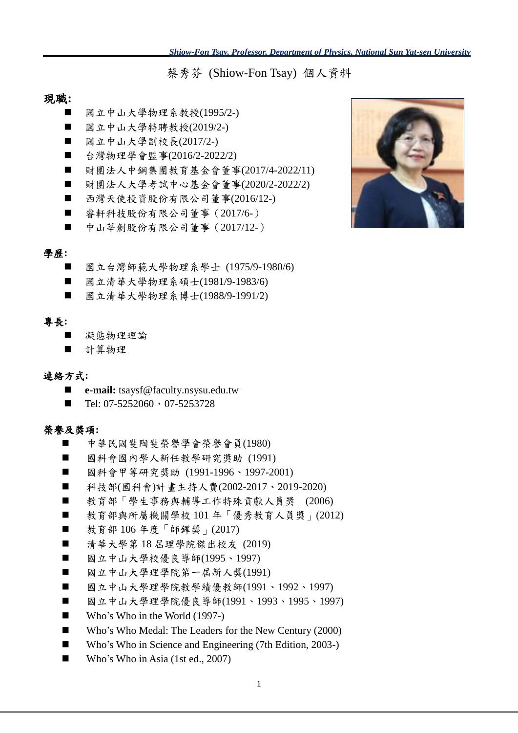# 蔡秀芬 (Shiow-Fon Tsay) 個人資料

## 現職:

- 國立中山大學物理系教授(1995/2-)
- 國立中山大學特聘教授(2019/2-)
- 國立中山大學副校長(2017/2-)
- 台灣物理學會監事(2016/2-2022/2)
- 財團法人中鋼集團教育基金會董事(2017/4-2022/11)
- 財團法人大學考試中心基金會董事(2020/2-2022/2)
- 西灣天使投資股份有限公司董事(2016/12-)
- 睿軒科技股份有限公司董事（2017/6-）
- 中山萃創股份有限公司董事（2017/12-）

## 學歷:

- 國立台灣師範大學物理系學士 (1975/9-1980/6)
- 國立清華大學物理系碩士(1981/9-1983/6)
- 國立清華大學物理系博士(1988/9-1991/2)

## 專長:

- 凝態物理理論
- 計算物理

## 連絡方式:

- **e-mail:** tsaysf@faculty.nsysu.edu.tw
- Tel: 07-5252060，07-5253728

## 榮譽及獎項:

- 中華民國斐陶斐榮譽學會榮譽會員(1980)
- 國科會國內學人新任教學研究獎助 (1991)
- 國科會甲等研究獎助 (1991-1996、1997-2001)
- 科技部(國科會)計畫主持人費(2002-2017、2019-2020)
- 教育部「學生事務與輔導工作特殊貢獻人員獎」(2006)
- 教育部與所屬機關學校 101 年「優秀教育人員獎」(2012)
- 教育部 106 年度「師鐸獎」(2017)
- 清華大學第 18 屆理學院傑出校友 (2019)
- 國立中山大學校優良導師(1995、1997)
- 國立中山大學理學院第一屆新人獎(1991)
- 國立中山大學理學院教學績優教師(1991、1992、1997)
- 國立中山大學理學院優良導師(1991、1993、1995、1997)
- Who's Who in the World (1997-)
- Who's Who Medal: The Leaders for the New Century (2000)
- Who's Who in Science and Engineering (7th Edition, 2003-)
- Who's Who in Asia (1st ed., 2007)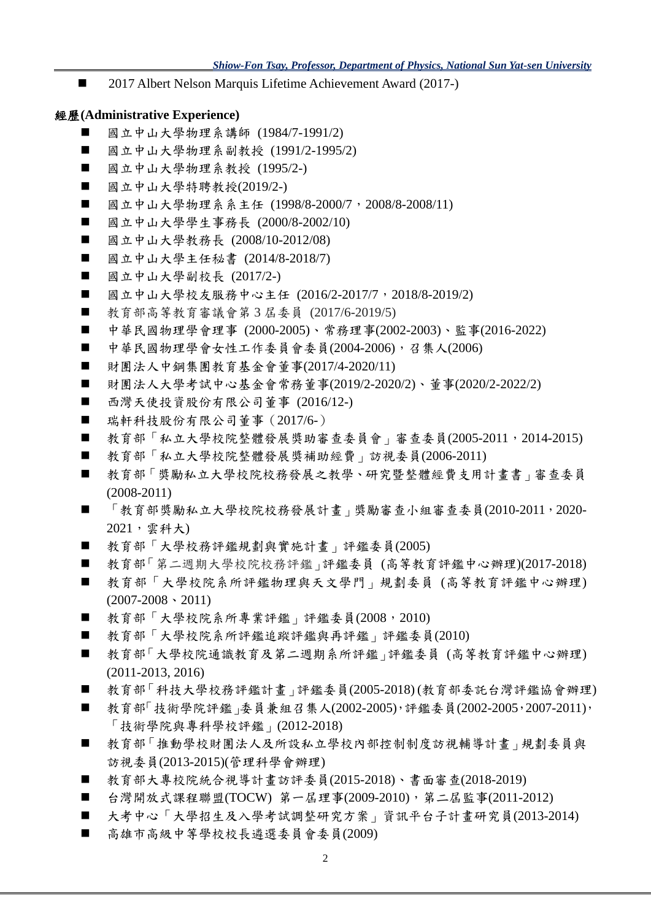- 2017 Albert Nelson Marquis Lifetime Achievement Award (2017-)

## 經歷(Administrative Experience)

- 國立中山大學物理系講師 (1984/7-1991/2)
- 國立中山大學物理系副教授 (1991/2-1995/2)
- 國立中山大學物理系教授 (1995/2-)
- 國立中山大學特聘教授(2019/2-)
- 國立中山大學物理系系主任 (1998/8-2000/7，2008/8-2008/11)
- 國立中山大學學生事務長 (2000/8-2002/10)
- 國立中山大學教務長 (2008/10-2012/08)
- 國立中山大學主任秘書 (2014/8-2018/7)
- 國立中山大學副校長 (2017/2-)
- 國立中山大學校友服務中心主任 (2016/2-2017/7，2018/8-2019/2)
- 教育部高等教育審議會第 3 屆委員 (2017/6-2019/5)
- 中華民國物理學會理事 (2000-2005)、常務理事(2002-2003)、監事(2016-2022)
- 中華民國物理學會女性工作委員會委員(2004-2006)，召集人(2006)
- 財團法人中鋼集團教育基金會董事(2017/4-2020/11)
- 財團法人大學考試中心基金會常務董事(2019/2-2020/2)、董事(2020/2-2022/2)
- 西灣天使投資股份有限公司董事 (2016/12-)
- 瑞軒科技股份有限公司董事（2017/6-）
- 教育部「私立大學校院整體發展獎助審查委員會」審查委員(2005-2011，2014-2015)
- 教育部「私立大學校院整體發展獎補助經費」訪視委員(2006-2011)
- 教育部「獎勵私立大學校院校務發展之教學、研究暨整體經費支用計畫書」審查委員(2008-2011)
- 「教育部獎勵私立大學校院校務發展計畫」獎勵審查小組審查委員(2010-2011，2020-2021，雲科大)
- 教育部「大學校務評鑑規劃與實施計畫」評鑑委員(2005)
- 教育部「第二週期大學校院校務評鑑」評鑑委員 (高等教育評鑑中心辦理)(2017-2018)
- 教育部「大學校院系所評鑑物理與天文學門」規劃委員 (高等教育評鑑中心辦理)(2007-2008、2011)
- 教育部「大學校院系所專業評鑑」評鑑委員(2008，2010)
- 教育部「大學校院系所評鑑追蹤評鑑與再評鑑」評鑑委員(2010)
- 教育部「大學校院通識教育及第二週期系所評鑑」評鑑委員 (高等教育評鑑中心辦理)(2011-2013, 2016)
- 教育部「科技大學校務評鑑計畫」評鑑委員(2005-2018) (教育部委託台灣評鑑協會辦理)
- 教育部「技術學院評鑑」委員兼組召集人(2002-2005)，評鑑委員(2002-2005，2007-2011)，「技術學院與專科學校評鑑」(2012-2018)
- 教育部「推動學校財團法人及所設私立學校內部控制制度訪視輔導計畫」規劃委員與訪視委員(2013-2015)(管理科學會辦理)
- 教育部大專校院統合視導計畫訪評委員(2015-2018)、書面審查(2018-2019)
- 台灣開放式課程聯盟(TOCW) 第一屆理事(2009-2010)，第二屆監事(2011-2012)
- 大考中心「大學招生及入學考試調整研究方案」資訊平台子計畫研究員(2013-2014)
- 高雄市高級中等學校校長遴選委員會委員(2009)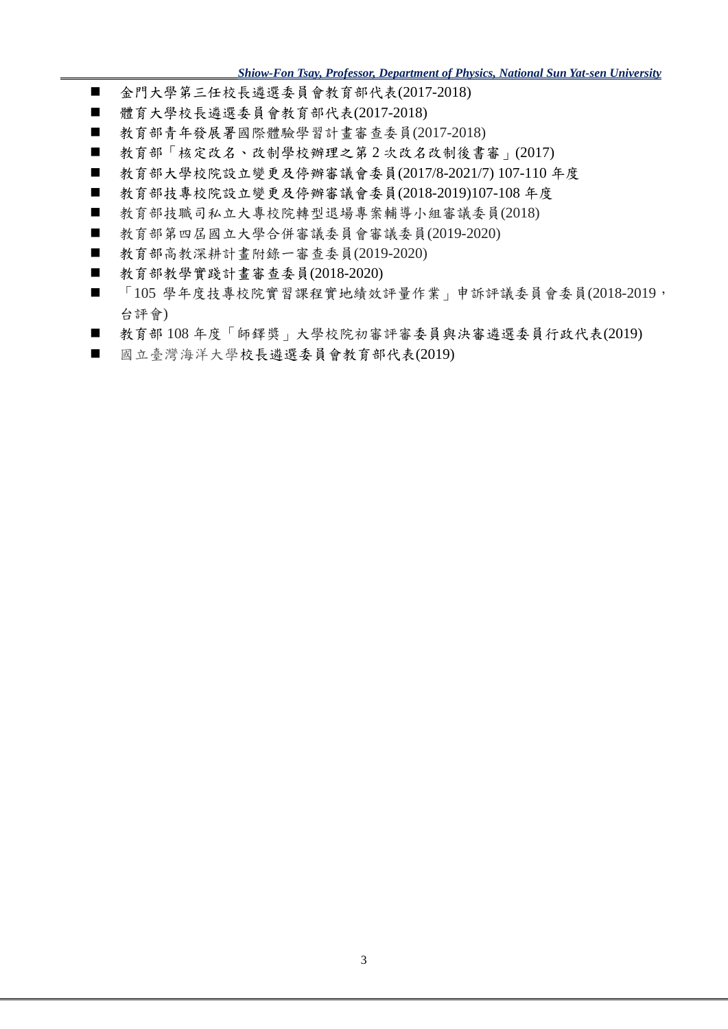- 金門大學第三任校長遴選委員會教育部代表(2017-2018)
- 體育大學校長遴選委員會教育部代表(2017-2018)
- 教育部青年發展署國際體驗學習計畫審查委員(2017-2018)
- 教育部「核定改名、改制學校辦理之第 2 次改名改制後書審」(2017)
- 教育部大學校院設立變更及停辦審議會委員(2017/8-2021/7) 107-110 年度
- 教育部技專校院設立變更及停辦審議會委員(2018-2019)107-108 年度
- 教育部技職司私立大專校院轉型退場專案輔導小組審議委員(2018)
- 教育部第四屆國立大學合併審議委員會審議委員(2019-2020)
- 教育部高教深耕計畫附錄一審查委員(2019-2020)
- 教育部教學實踐計畫審查委員(2018-2020)
- 「105 學年度技專校院實習課程實地績效評量作業」申訴評議委員會委員(2018-2019，台評會)
- 教育部 108 年度「師鐸獎」大學校院初審評審委員與決審遴選委員行政代表(2019)
- 國立臺灣海洋大學校長遴選委員會教育部代表(2019)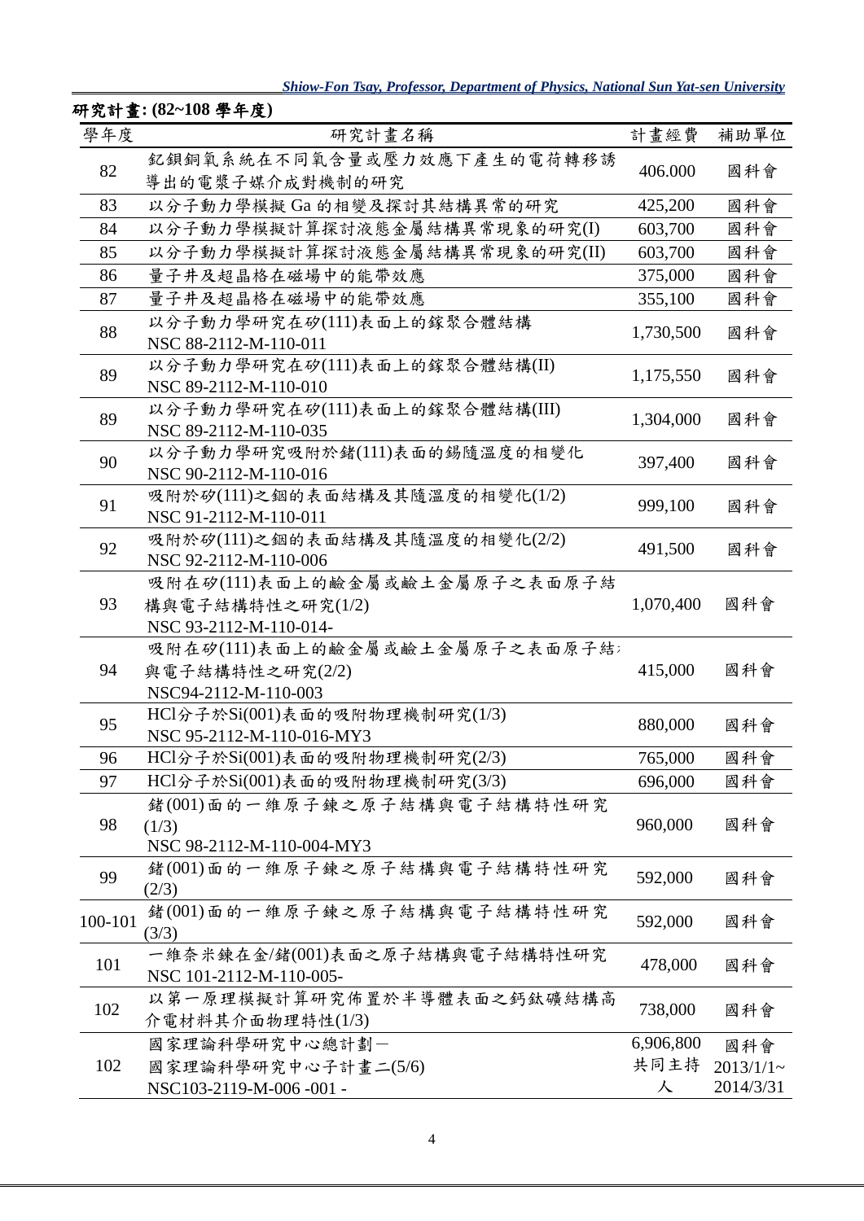**研究計畫: (82~108 學年度)**

| 學年度 | 研究計畫名稱 | 計畫經費 | 補助單位 |
|---|---|---|---|
| 82 | 釔鋇銅氧系統在不同氧含量或壓力效應下產生的電荷轉移誘導出的電漿子媒介成對機制的研究 | 406.000 | 國科會 |
| 83 | 以分子動力學模擬 Ga 的相變及探討其結構異常的研究 | 425,200 | 國科會 |
| 84 | 以分子動力學模擬計算探討液態金屬結構異常現象的研究(I) | 603,700 | 國科會 |
| 85 | 以分子動力學模擬計算探討液態金屬結構異常現象的研究(II) | 603,700 | 國科會 |
| 86 | 量子井及超晶格在磁場中的能帶效應 | 375,000 | 國科會 |
| 87 | 量子井及超晶格在磁場中的能帶效應 | 355,100 | 國科會 |
| 88 | 以分子動力學研究在矽(111)表面上的鎵聚合體結構<br>NSC 88-2112-M-110-011 | 1,730,500 | 國科會 |
| 89 | 以分子動力學研究在矽(111)表面上的鎵聚合體結構(II)<br>NSC 89-2112-M-110-010 | 1,175,550 | 國科會 |
| 89 | 以分子動力學研究在矽(111)表面上的鎵聚合體結構(III)<br>NSC 89-2112-M-110-035 | 1,304,000 | 國科會 |
| 90 | 以分子動力學研究吸附於鍺(111)表面的錫隨溫度的相變化<br>NSC 90-2112-M-110-016 | 397,400 | 國科會 |
| 91 | 吸附於矽(111)之銦的表面結構及其隨溫度的相變化(1/2)<br>NSC 91-2112-M-110-011 | 999,100 | 國科會 |
| 92 | 吸附於矽(111)之銦的表面結構及其隨溫度的相變化(2/2)<br>NSC 92-2112-M-110-006 | 491,500 | 國科會 |
| 93 | 吸附在矽(111)表面上的鹼金屬或鹼土金屬原子之表面原子結構與電子結構特性之研究(1/2)<br>NSC 93-2112-M-110-014- | 1,070,400 | 國科會 |
| 94 | 吸附在矽(111)表面上的鹼金屬或鹼土金屬原子之表面原子結構與電子結構特性之研究(2/2)<br>NSC94-2112-M-110-003 | 415,000 | 國科會 |
| 95 | HCl分子於Si(001)表面的吸附物理機制研究(1/3)<br>NSC 95-2112-M-110-016-MY3 | 880,000 | 國科會 |
| 96 | HCl分子於Si(001)表面的吸附物理機制研究(2/3) | 765,000 | 國科會 |
| 97 | HCl分子於Si(001)表面的吸附物理機制研究(3/3) | 696,000 | 國科會 |
| 98 | 鍺(001)面的一維原子鍊之原子結構與電子結構特性研究(1/3)<br>NSC 98-2112-M-110-004-MY3 | 960,000 | 國科會 |
| 99 | 鍺(001)面的一維原子鍊之原子結構與電子結構特性研究(2/3) | 592,000 | 國科會 |
| 100-101 | 鍺(001)面的一維原子鍊之原子結構與電子結構特性研究(3/3) | 592,000 | 國科會 |
| 101 | 一維奈米鍊在金/鍺(001)表面之原子結構與電子結構特性研究<br>NSC 101-2112-M-110-005- | 478,000 | 國科會 |
| 102 | 以第一原理模擬計算研究佈置於半導體表面之鈣鈦礦結構高介電材料其介面物理特性(1/3) | 738,000 | 國科會 |
| 102 | 國家理論科學研究中心總計劃－<br>國家理論科學研究中心子計畫二(5/6)<br>NSC103-2119-M-006 -001 - | 6,906,800<br>共同主持人 | 國科會<br>2013/1/1~<br>2014/3/31 |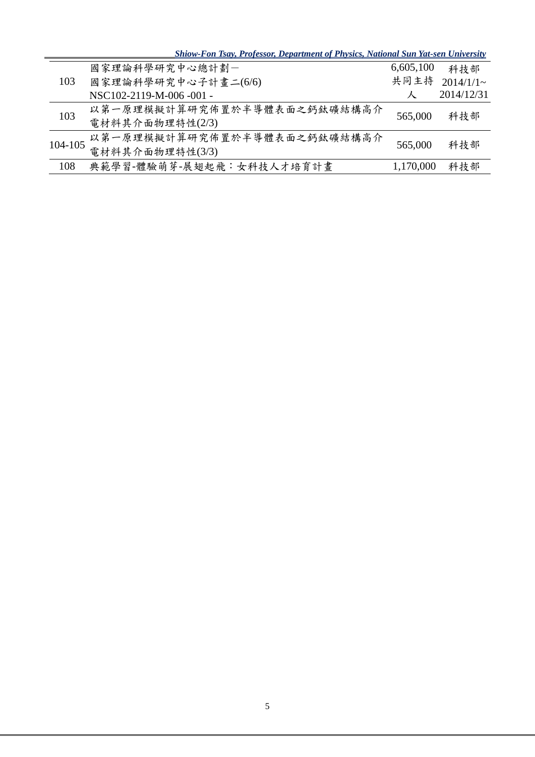| | | | |
|---|---|---|---|
| 103 | 國家理論科學研究中心總計劃－<br>國家理論科學研究中心子計畫二(6/6)<br>NSC102-2119-M-006 -001 - | 6,605,100<br>共同主持人 | 科技部<br>2014/1/1~<br>2014/12/31 |
| 103 | 以第一原理模擬計算研究佈置於半導體表面之鈣鈦礦結構高介電材料其介面物理特性(2/3) | 565,000 | 科技部 |
| 104-105 | 以第一原理模擬計算研究佈置於半導體表面之鈣鈦礦結構高介電材料其介面物理特性(3/3) | 565,000 | 科技部 |
| 108 | 典範學習-體驗萌芽-展翅起飛：女科技人才培育計畫 | 1,170,000 | 科技部 |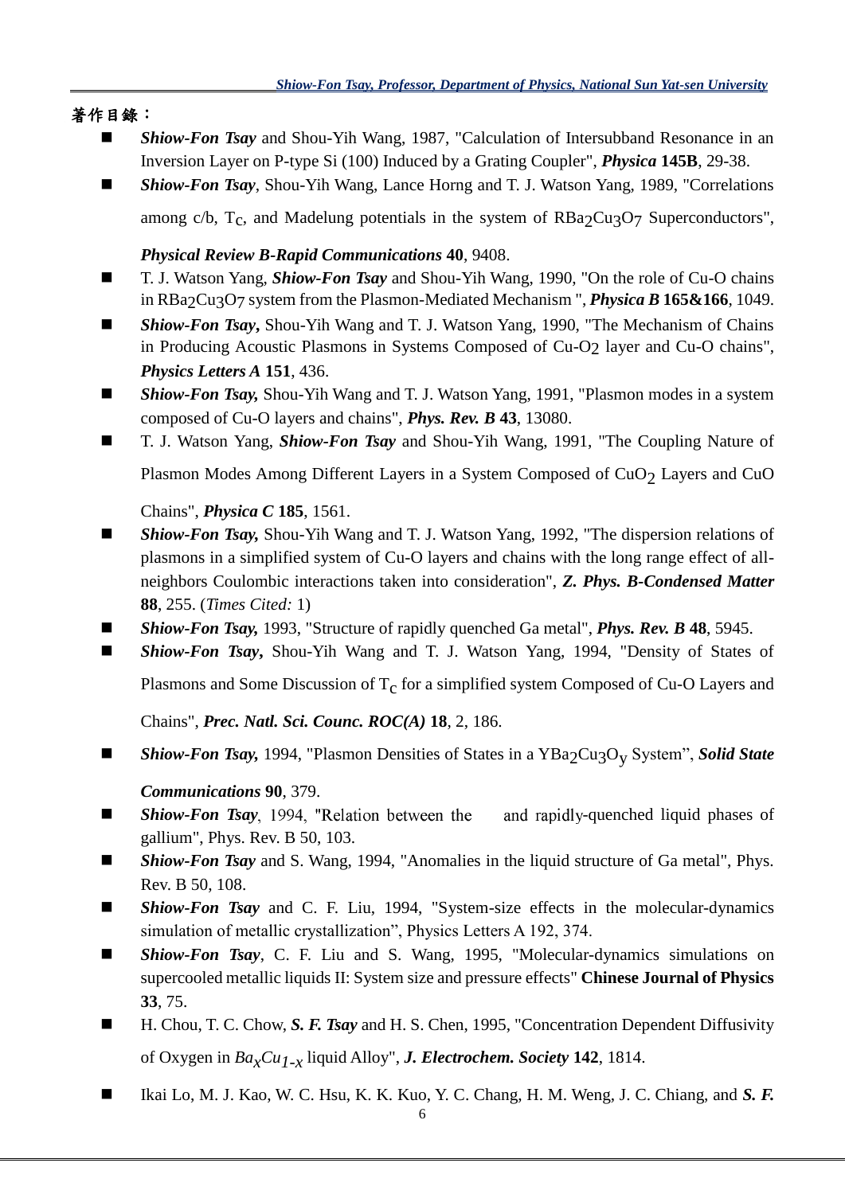著作目錄：

- ***Shiow-Fon Tsay*** and Shou-Yih Wang, 1987, "Calculation of Intersubband Resonance in an Inversion Layer on P-type Si (100) Induced by a Grating Coupler", ***Physica* 145B**, 29-38.
- ***Shiow-Fon Tsay***, Shou-Yih Wang, Lance Horng and T. J. Watson Yang, 1989, "Correlations among c/b, $T_c$, and Madelung potentials in the system of $RBa_2Cu_3O_7$ Superconductors", ***Physical Review B-Rapid Communications* 40**, 9408.
- T. J. Watson Yang, ***Shiow-Fon Tsay*** and Shou-Yih Wang, 1990, "On the role of Cu-O chains in $RBa_2Cu_3O_7$ system from the Plasmon-Mediated Mechanism ", ***Physica B* 165&166**, 1049.
- ***Shiow-Fon Tsay*****,** Shou-Yih Wang and T. J. Watson Yang, 1990, "The Mechanism of Chains in Producing Acoustic Plasmons in Systems Composed of Cu-$O_2$ layer and Cu-O chains", ***Physics Letters A* 151**, 436.
- ***Shiow-Fon Tsay,*** Shou-Yih Wang and T. J. Watson Yang, 1991, "Plasmon modes in a system composed of Cu-O layers and chains", ***Phys. Rev. B* 43**, 13080.
- T. J. Watson Yang, ***Shiow-Fon Tsay*** and Shou-Yih Wang, 1991, "The Coupling Nature of Plasmon Modes Among Different Layers in a System Composed of $CuO_2$ Layers and CuO Chains", ***Physica C* 185**, 1561.
- ***Shiow-Fon Tsay,*** Shou-Yih Wang and T. J. Watson Yang, 1992, "The dispersion relations of plasmons in a simplified system of Cu-O layers and chains with the long range effect of all-neighbors Coulombic interactions taken into consideration", ***Z. Phys. B-Condensed Matter* 88**, 255. (*Times Cited:* 1)
- ***Shiow-Fon Tsay,*** 1993, "Structure of rapidly quenched Ga metal", ***Phys. Rev. B* 48**, 5945.
- ***Shiow-Fon Tsay*****,** Shou-Yih Wang and T. J. Watson Yang, 1994, "Density of States of Plasmons and Some Discussion of $T_c$ for a simplified system Composed of Cu-O Layers and Chains", ***Prec. Natl. Sci. Counc. ROC(A)* 18**, 2, 186.
- ***Shiow-Fon Tsay,*** 1994, "Plasmon Densities of States in a $YBa_2Cu_3O_y$ System", ***Solid State Communications* 90**, 379.
- ***Shiow-Fon Tsay***, 1994, "Relation between the and rapidly-quenched liquid phases of gallium", Phys. Rev. B 50, 103.
- ***Shiow-Fon Tsay*** and S. Wang, 1994, "Anomalies in the liquid structure of Ga metal", Phys. Rev. B 50, 108.
- ***Shiow-Fon Tsay*** and C. F. Liu, 1994, "System-size effects in the molecular-dynamics simulation of metallic crystallization", Physics Letters A 192, 374.
- ***Shiow-Fon Tsay***, C. F. Liu and S. Wang, 1995, "Molecular-dynamics simulations on supercooled metallic liquids II: System size and pressure effects" **Chinese Journal of Physics 33**, 75.
- H. Chou, T. C. Chow, ***S. F. Tsay*** and H. S. Chen, 1995, "Concentration Dependent Diffusivity of Oxygen in $Ba_xCu_{1-x}$ liquid Alloy", ***J. Electrochem. Society* 142**, 1814.
- Ikai Lo, M. J. Kao, W. C. Hsu, K. K. Kuo, Y. C. Chang, H. M. Weng, J. C. Chiang, and ***S. F.***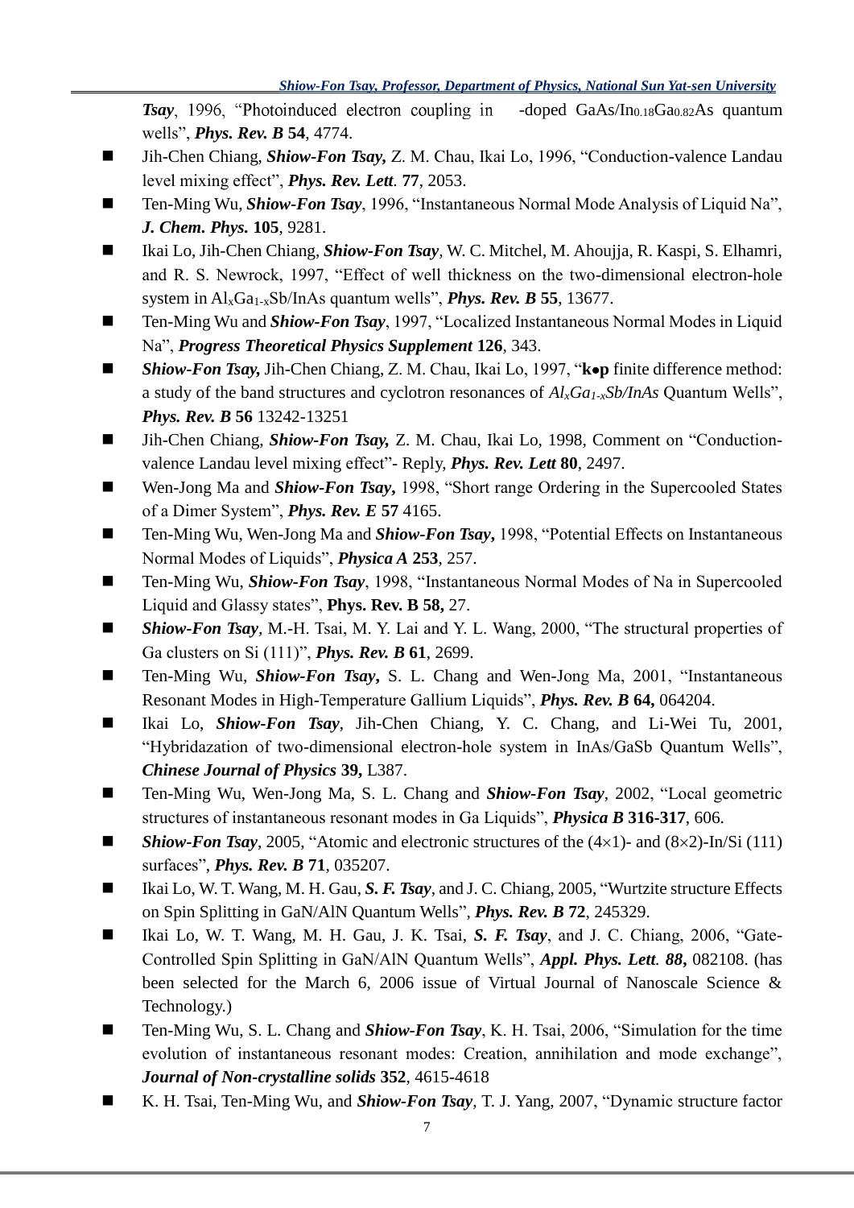***Tsay***, 1996, "Photoinduced electron coupling in -doped GaAs/$In_{0.18}Ga_{0.82}As$ quantum wells", ***Phys. Rev. B* 54**, 4774.

- Jih-Chen Chiang, ***Shiow-Fon Tsay,*** Z. M. Chau, Ikai Lo, 1996, "Conduction-valence Landau level mixing effect", ***Phys. Rev. Lett*. 77**, 2053.
- Ten-Ming Wu, ***Shiow-Fon Tsay***, 1996, "Instantaneous Normal Mode Analysis of Liquid Na", ***J. Chem. Phys.* 105**, 9281.
- Ikai Lo, Jih-Chen Chiang, ***Shiow-Fon Tsay***, W. C. Mitchel, M. Ahoujja, R. Kaspi, S. Elhamri, and R. S. Newrock, 1997, "Effect of well thickness on the two-dimensional electron-hole system in $Al_xGa_{1-x}Sb$/InAs quantum wells", ***Phys. Rev. B* 55**, 13677.
- Ten-Ming Wu and ***Shiow-Fon Tsay***, 1997, "Localized Instantaneous Normal Modes in Liquid Na", ***Progress Theoretical Physics Supplement* 126**, 343.
- ***Shiow-Fon Tsay,*** Jih-Chen Chiang, Z. M. Chau, Ikai Lo, 1997, "**k•p** finite difference method: a study of the band structures and cyclotron resonances of $Al_xGa_{1-x}Sb/InAs$ Quantum Wells", ***Phys. Rev. B* 56** 13242-13251
- Jih-Chen Chiang, ***Shiow-Fon Tsay,*** Z. M. Chau, Ikai Lo, 1998, Comment on "Conduction-valence Landau level mixing effect"- Reply, ***Phys. Rev. Lett* 80**, 2497.
- Wen-Jong Ma and ***Shiow-Fon Tsay,*** 1998, "Short range Ordering in the Supercooled States of a Dimer System", ***Phys. Rev. E* 57** 4165.
- Ten-Ming Wu, Wen-Jong Ma and ***Shiow-Fon Tsay,*** 1998, "Potential Effects on Instantaneous Normal Modes of Liquids", ***Physica A* 253**, 257.
- Ten-Ming Wu, ***Shiow-Fon Tsay***, 1998, "Instantaneous Normal Modes of Na in Supercooled Liquid and Glassy states", **Phys. Rev. B 58,** 27.
- ***Shiow-Fon Tsay***, M.-H. Tsai, M. Y. Lai and Y. L. Wang, 2000, "The structural properties of Ga clusters on Si (111)", ***Phys. Rev. B* 61**, 2699.
- Ten-Ming Wu, ***Shiow-Fon Tsay,*** S. L. Chang and Wen-Jong Ma, 2001, "Instantaneous Resonant Modes in High-Temperature Gallium Liquids", ***Phys. Rev. B* 64,** 064204.
- Ikai Lo, ***Shiow-Fon Tsay***, Jih-Chen Chiang, Y. C. Chang, and Li-Wei Tu, 2001, "Hybridazation of two-dimensional electron-hole system in InAs/GaSb Quantum Wells", ***Chinese Journal of Physics* 39,** L387.
- Ten-Ming Wu, Wen-Jong Ma, S. L. Chang and ***Shiow-Fon Tsay***, 2002, "Local geometric structures of instantaneous resonant modes in Ga Liquids", ***Physica B* 316-317**, 606.
- ***Shiow-Fon Tsay***, 2005, "Atomic and electronic structures of the $(4\times1)$- and $(8\times2)$-In/Si (111) surfaces", ***Phys. Rev. B* 71**, 035207.
- Ikai Lo, W. T. Wang, M. H. Gau, ***S. F. Tsay***, and J. C. Chiang, 2005, "Wurtzite structure Effects on Spin Splitting in GaN/AlN Quantum Wells", ***Phys. Rev. B* 72**, 245329.
- Ikai Lo, W. T. Wang, M. H. Gau, J. K. Tsai, ***S. F. Tsay***, and J. C. Chiang, 2006, "Gate-Controlled Spin Splitting in GaN/AlN Quantum Wells", ***Appl. Phys. Lett. 88***, 082108. (has been selected for the March 6, 2006 issue of Virtual Journal of Nanoscale Science & Technology.)
- Ten-Ming Wu, S. L. Chang and ***Shiow-Fon Tsay***, K. H. Tsai, 2006, "Simulation for the time evolution of instantaneous resonant modes: Creation, annihilation and mode exchange", ***Journal of Non-crystalline solids* 352**, 4615-4618
- K. H. Tsai, Ten-Ming Wu, and ***Shiow-Fon Tsay***, T. J. Yang, 2007, "Dynamic structure factor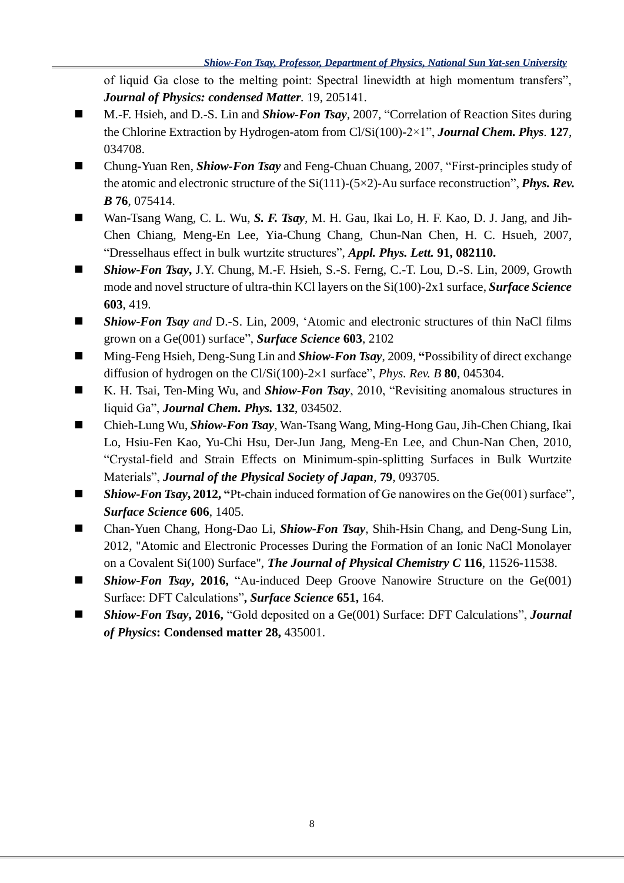of liquid Ga close to the melting point: Spectral linewidth at high momentum transfers", ***Journal of Physics: condensed Matter***. 19, 205141.

- M.-F. Hsieh, and D.-S. Lin and ***Shiow-Fon Tsay***, 2007, "Correlation of Reaction Sites during the Chlorine Extraction by Hydrogen-atom from Cl/Si(100)-2×1", ***Journal Chem. Phys***. **127**, 034708.
- Chung-Yuan Ren, ***Shiow-Fon Tsay*** and Feng-Chuan Chuang, 2007, "First-principles study of the atomic and electronic structure of the Si(111)-(5×2)-Au surface reconstruction", ***Phys. Rev. B*** **76**, 075414.
- Wan-Tsang Wang, C. L. Wu, ***S. F. Tsay***, M. H. Gau, Ikai Lo, H. F. Kao, D. J. Jang, and Jih-Chen Chiang, Meng-En Lee, Yia-Chung Chang, Chun-Nan Chen, H. C. Hsueh, 2007, "Dresselhaus effect in bulk wurtzite structures", ***Appl. Phys. Lett.*** **91, 082110.**
- ***Shiow-Fon Tsay*,** J.Y. Chung, M.-F. Hsieh, S.-S. Ferng, C.-T. Lou, D.-S. Lin, 2009, Growth mode and novel structure of ultra-thin KCl layers on the Si(100)-2x1 surface, ***Surface Science*** **603**, 419.
- ***Shiow-Fon Tsay*** *and* D.-S. Lin, 2009, 'Atomic and electronic structures of thin NaCl films grown on a Ge(001) surface", ***Surface Science*** **603**, 2102
- Ming-Feng Hsieh, Deng-Sung Lin and ***Shiow-Fon Tsay***, 2009, **"**Possibility of direct exchange diffusion of hydrogen on the Cl/Si(100)-2×1 surface", *Phys. Rev. B* **80**, 045304.
- K. H. Tsai, Ten-Ming Wu, and ***Shiow-Fon Tsay***, 2010, "Revisiting anomalous structures in liquid Ga", ***Journal Chem. Phys.*** **132**, 034502.
- Chieh-Lung Wu, ***Shiow-Fon Tsay***, Wan-Tsang Wang, Ming-Hong Gau, Jih-Chen Chiang, Ikai Lo, Hsiu-Fen Kao, Yu-Chi Hsu, Der-Jun Jang, Meng-En Lee, and Chun-Nan Chen, 2010, "Crystal-field and Strain Effects on Minimum-spin-splitting Surfaces in Bulk Wurtzite Materials", ***Journal of the Physical Society of Japan***, **79**, 093705.
- ***Shiow-Fon Tsay*, 2012, "**Pt-chain induced formation of Ge nanowires on the Ge(001) surface", ***Surface Science*** **606**, 1405.
- Chan-Yuen Chang, Hong-Dao Li, ***Shiow-Fon Tsay***, Shih-Hsin Chang, and Deng-Sung Lin, 2012, "Atomic and Electronic Processes During the Formation of an Ionic NaCl Monolayer on a Covalent Si(100) Surface", ***The Journal of Physical Chemistry C*** **116**, 11526-11538.
- ***Shiow-Fon Tsay*, 2016,** "Au-induced Deep Groove Nanowire Structure on the Ge(001) Surface: DFT Calculations"**,** ***Surface Science*** **651,** 164.
- ***Shiow-Fon Tsay*, 2016,** "Gold deposited on a Ge(001) Surface: DFT Calculations", ***Journal of Physics*: Condensed matter 28,** 435001.